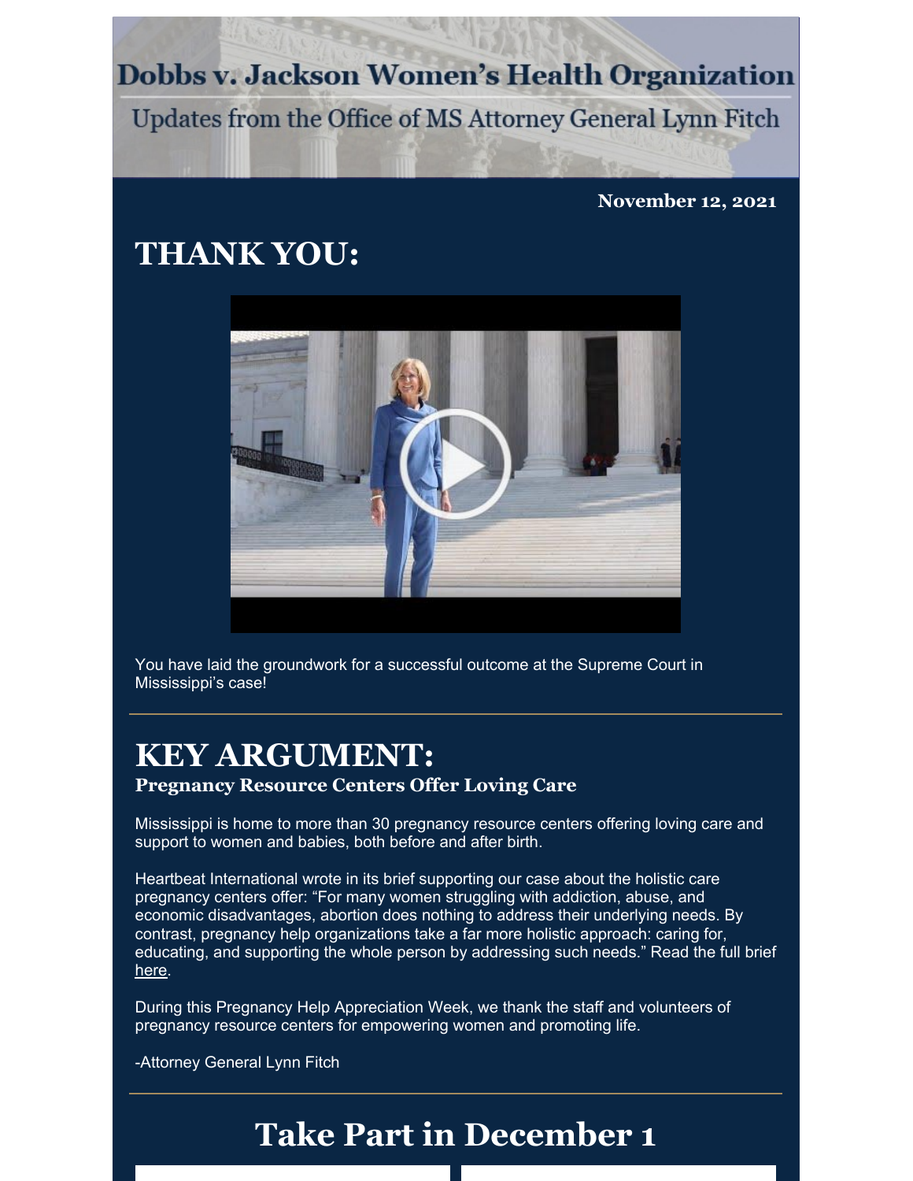# Dobbs v. Jackson Women's Health Organization

Updates from the Office of MS Attorney General Lynn Fitch

**November 12, 2021**

## THANK YOU:

You have laid the groundwork for a successful outcome at the Supreme Court in Mississippi's case!

---

## KEY ARGUMENT:

**Pregnancy Resource Centers Offer Loving Care**

Mississippi is home to more than 30 pregnancy resource centers offering loving care and support to women and babies, both before and after birth.

Heartbeat International wrote in its brief supporting our case about the holistic care pregnancy centers offer: "For many women struggling with addiction, abuse, and economic disadvantages, abortion does nothing to address their underlying needs. By contrast, pregnancy help organizations take a far more holistic approach: caring for, educating, and supporting the whole person by addressing such needs." Read the full brief here.

During this Pregnancy Help Appreciation Week, we thank the staff and volunteers of pregnancy resource centers for empowering women and promoting life.

-Attorney General Lynn Fitch

---

## Take Part in December 1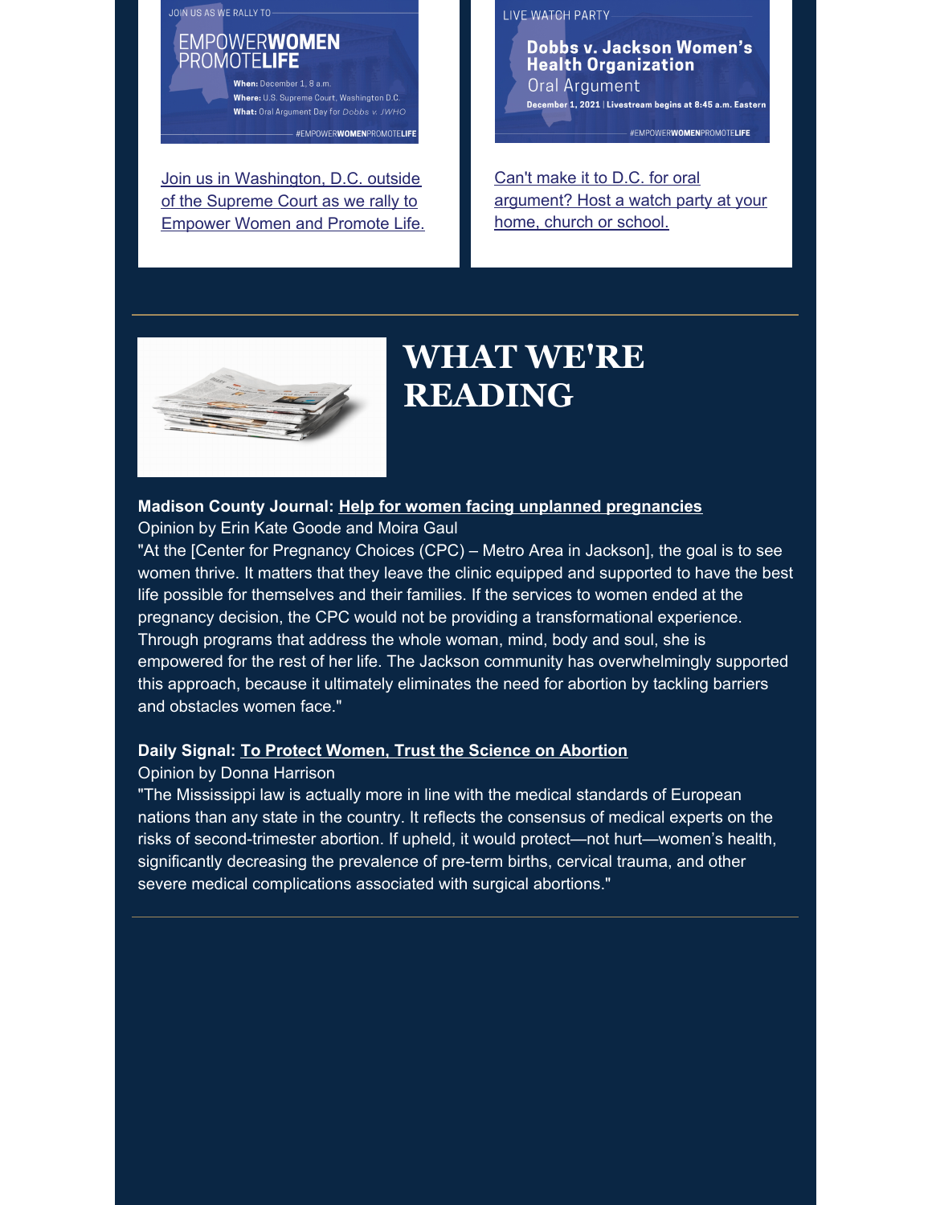JOIN US AS WE RALLY TO

EMPOWER**WOMEN**
PROMOTE**LIFE**

**When:** December 1, 8 a.m.
**Where:** U.S. Supreme Court, Washington D.C.
**What:** Oral Argument Day for *Dobbs v. JWHO*

#EMPOWER**WOMEN**PROMOTE**LIFE**

[Join us in Washington, D.C. outside of the Supreme Court as we rally to Empower Women and Promote Life.]

LIVE WATCH PARTY

**Dobbs v. Jackson Women's Health Organization**
Oral Argument
**December 1, 2021 | Livestream begins at 8:45 a.m. Eastern**

#EMPOWER**WOMEN**PROMOTE**LIFE**

[Can't make it to D.C. for oral argument? Host a watch party at your home, church or school.]

---

# WHAT WE'RE READING

**Madison County Journal: Help for women facing unplanned pregnancies**
Opinion by Erin Kate Goode and Moira Gaul
"At the [Center for Pregnancy Choices (CPC) – Metro Area in Jackson], the goal is to see women thrive. It matters that they leave the clinic equipped and supported to have the best life possible for themselves and their families. If the services to women ended at the pregnancy decision, the CPC would not be providing a transformational experience. Through programs that address the whole woman, mind, body and soul, she is empowered for the rest of her life. The Jackson community has overwhelmingly supported this approach, because it ultimately eliminates the need for abortion by tackling barriers and obstacles women face."

**Daily Signal: To Protect Women, Trust the Science on Abortion**
Opinion by Donna Harrison
"The Mississippi law is actually more in line with the medical standards of European nations than any state in the country. It reflects the consensus of medical experts on the risks of second-trimester abortion. If upheld, it would protect—not hurt—women's health, significantly decreasing the prevalence of pre-term births, cervical trauma, and other severe medical complications associated with surgical abortions."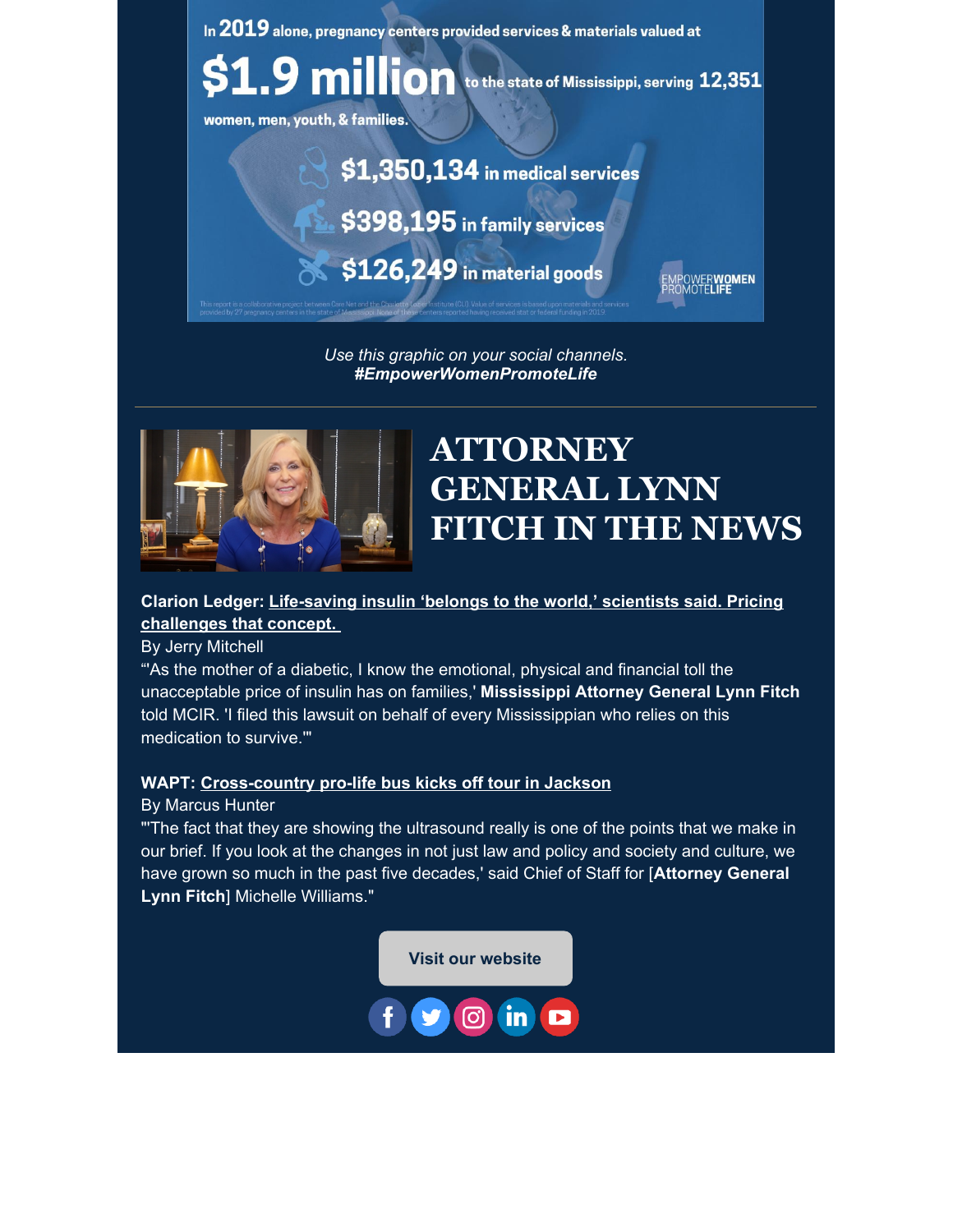In **2019** alone, pregnancy centers provided services & materials valued at

**$1.9 million** to the state of Mississippi, serving **12,351** women, men, youth, & families.

**$1,350,134** in medical services

**$398,195** in family services

**$126,249** in material goods

EMPOWERWOMEN PROMOTELIFE

This report is a collaborative project between Care Net and the Charlotte Lozier Institute (CLI). Value of services is based upon materials and services provided by 27 pregnancy centers in the state of Mississippi. None of these centers reported having received state or federal funding in 2019.

*Use this graphic on your social channels.*
***#EmpowerWomenPromoteLife***

---

# ATTORNEY GENERAL LYNN FITCH IN THE NEWS

**Clarion Ledger: Life-saving insulin 'belongs to the world,' scientists said. Pricing challenges that concept.**
By Jerry Mitchell
"'As the mother of a diabetic, I know the emotional, physical and financial toll the unacceptable price of insulin has on families,' **Mississippi Attorney General Lynn Fitch** told MCIR. 'I filed this lawsuit on behalf of every Mississippian who relies on this medication to survive.'"

**WAPT: Cross-country pro-life bus kicks off tour in Jackson**
By Marcus Hunter
"'The fact that they are showing the ultrasound really is one of the points that we make in our brief. If you look at the changes in not just law and policy and society and culture, we have grown so much in the past five decades,' said Chief of Staff for [**Attorney General Lynn Fitch**] Michelle Williams."

Visit our website